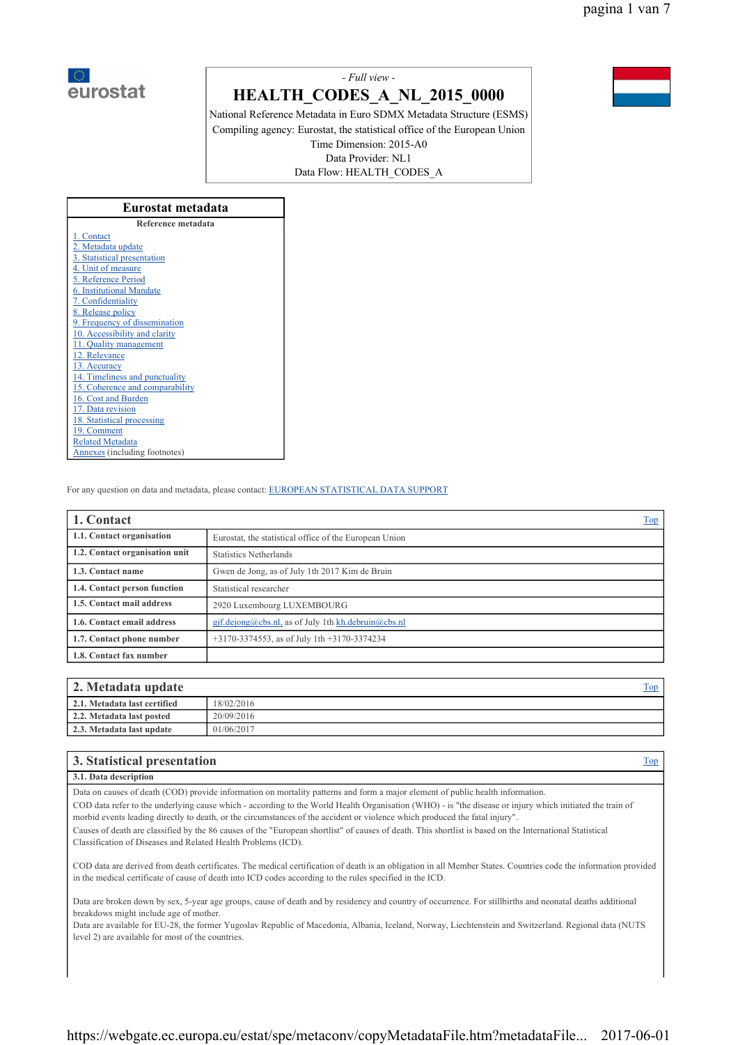*- Full view -*

# HEALTH_CODES_A_NL_2015_0000

National Reference Metadata in Euro SDMX Metadata Structure (ESMS)
Compiling agency: Eurostat, the statistical office of the European Union
Time Dimension: 2015-A0
Data Provider: NL1
Data Flow: HEALTH_CODES_A

## Eurostat metadata

**Reference metadata**

1. Contact
2. Metadata update
3. Statistical presentation
4. Unit of measure
5. Reference Period
6. Institutional Mandate
7. Confidentiality
8. Release policy
9. Frequency of dissemination
10. Accessibility and clarity
11. Quality management
12. Relevance
13. Accuracy
14. Timeliness and punctuality
15. Coherence and comparability
16. Cost and Burden
17. Data revision
18. Statistical processing
19. Comment

Related Metadata
Annexes (including footnotes)

For any question on data and metadata, please contact: EUROPEAN STATISTICAL DATA SUPPORT

## 1. Contact

| | |
|---|---|
| **1.1. Contact organisation** | Eurostat, the statistical office of the European Union |
| **1.2. Contact organisation unit** | Statistics Netherlands |
| **1.3. Contact name** | Gwen de Jong, as of July 1th 2017 Kim de Bruin |
| **1.4. Contact person function** | Statistical researcher |
| **1.5. Contact mail address** | 2920 Luxembourg LUXEMBOURG |
| **1.6. Contact email address** | gjf.dejong@cbs.nl, as of July 1th kh.debruin@cbs.nl |
| **1.7. Contact phone number** | +3170-3374553, as of July 1th +3170-3374234 |
| **1.8. Contact fax number** | |

## 2. Metadata update

| | |
|---|---|
| **2.1. Metadata last certified** | 18/02/2016 |
| **2.2. Metadata last posted** | 20/09/2016 |
| **2.3. Metadata last update** | 01/06/2017 |

## 3. Statistical presentation

### 3.1. Data description

Data on causes of death (COD) provide information on mortality patterns and form a major element of public health information.
COD data refer to the underlying cause which - according to the World Health Organisation (WHO) - is "the disease or injury which initiated the train of morbid events leading directly to death, or the circumstances of the accident or violence which produced the fatal injury".
Causes of death are classified by the 86 causes of the "European shortlist" of causes of death. This shortlist is based on the International Statistical Classification of Diseases and Related Health Problems (ICD).

COD data are derived from death certificates. The medical certification of death is an obligation in all Member States. Countries code the information provided in the medical certificate of cause of death into ICD codes according to the rules specified in the ICD.

Data are broken down by sex, 5-year age groups, cause of death and by residency and country of occurrence. For stillbirths and neonatal deaths additional breakdowns might include age of mother.
Data are available for EU-28, the former Yugoslav Republic of Macedonia, Albania, Iceland, Norway, Liechtenstein and Switzerland. Regional data (NUTS level 2) are available for most of the countries.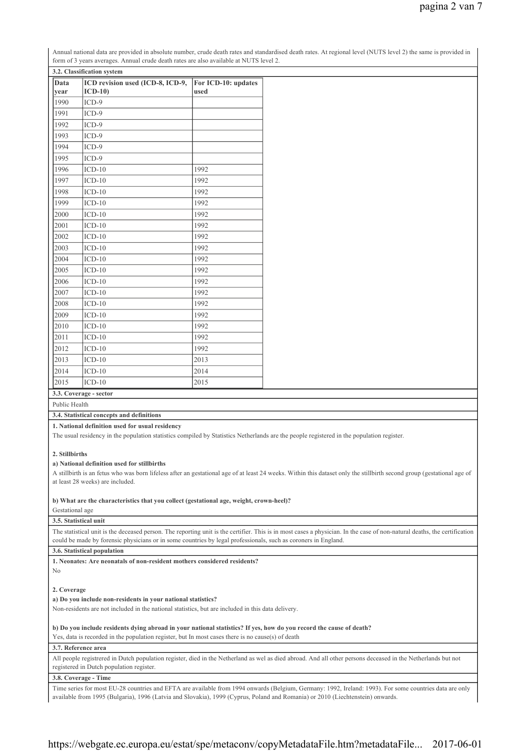Annual national data are provided in absolute number, crude death rates and standardised death rates. At regional level (NUTS level 2) the same is provided in form of 3 years averages. Annual crude death rates are also available at NUTS level 2.

**3.2. Classification system**

| Data year | ICD revision used (ICD-8, ICD-9, ICD-10) | For ICD-10: updates used |
|---|---|---|
| 1990 | ICD-9 | |
| 1991 | ICD-9 | |
| 1992 | ICD-9 | |
| 1993 | ICD-9 | |
| 1994 | ICD-9 | |
| 1995 | ICD-9 | |
| 1996 | ICD-10 | 1992 |
| 1997 | ICD-10 | 1992 |
| 1998 | ICD-10 | 1992 |
| 1999 | ICD-10 | 1992 |
| 2000 | ICD-10 | 1992 |
| 2001 | ICD-10 | 1992 |
| 2002 | ICD-10 | 1992 |
| 2003 | ICD-10 | 1992 |
| 2004 | ICD-10 | 1992 |
| 2005 | ICD-10 | 1992 |
| 2006 | ICD-10 | 1992 |
| 2007 | ICD-10 | 1992 |
| 2008 | ICD-10 | 1992 |
| 2009 | ICD-10 | 1992 |
| 2010 | ICD-10 | 1992 |
| 2011 | ICD-10 | 1992 |
| 2012 | ICD-10 | 1992 |
| 2013 | ICD-10 | 2013 |
| 2014 | ICD-10 | 2014 |
| 2015 | ICD-10 | 2015 |

**3.3. Coverage - sector**

Public Health

**3.4. Statistical concepts and definitions**

**1. National definition used for usual residency**

The usual residency in the population statistics compiled by Statistics Netherlands are the people registered in the population register.

**2. Stillbirths**

**a) National definition used for stillbirths**

A stillbirth is an fetus who was born lifeless after an gestational age of at least 24 weeks. Within this dataset only the stillbirth second group (gestational age of at least 28 weeks) are included.

**b) What are the characteristics that you collect (gestational age, weight, crown-heel)?**

Gestational age

**3.5. Statistical unit**

The statistical unit is the deceased person. The reporting unit is the certifier. This is in most cases a physician. In the case of non-natural deaths, the certification could be made by forensic physicians or in some countries by legal professionals, such as coroners in England.

**3.6. Statistical population**

**1. Neonates: Are neonatals of non-resident mothers considered residents?**

No

**2. Coverage**

**a) Do you include non-residents in your national statistics?**

Non-residents are not included in the national statistics, but are included in this data delivery.

**b) Do you include residents dying abroad in your national statistics? If yes, how do you record the cause of death?**

Yes, data is recorded in the population register, but In most cases there is no cause(s) of death

**3.7. Reference area**

All people registrered in Dutch population register, died in the Netherland as wel as died abroad. And all other persons deceased in the Netherlands but not registered in Dutch population register.

**3.8. Coverage - Time**

Time series for most EU-28 countries and EFTA are available from 1994 onwards (Belgium, Germany: 1992, Ireland: 1993). For some countries data are only available from 1995 (Bulgaria), 1996 (Latvia and Slovakia), 1999 (Cyprus, Poland and Romania) or 2010 (Liechtenstein) onwards.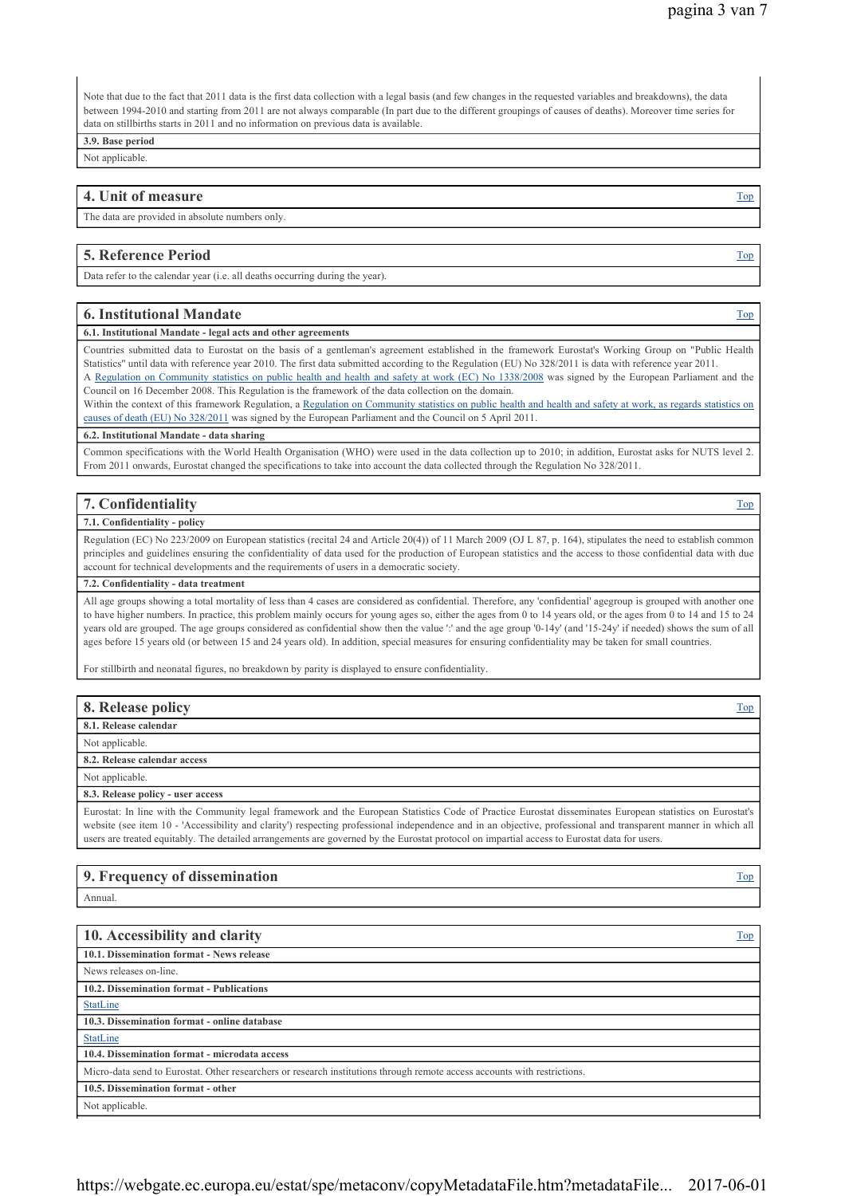Note that due to the fact that 2011 data is the first data collection with a legal basis (and few changes in the requested variables and breakdowns), the data between 1994-2010 and starting from 2011 are not always comparable (In part due to the different groupings of causes of deaths). Moreover time series for data on stillbirths starts in 2011 and no information on previous data is available.

**3.9. Base period**

Not applicable.

## 4. Unit of measure

The data are provided in absolute numbers only.

## 5. Reference Period

Data refer to the calendar year (i.e. all deaths occurring during the year).

## 6. Institutional Mandate

**6.1. Institutional Mandate - legal acts and other agreements**

Countries submitted data to Eurostat on the basis of a gentleman's agreement established in the framework Eurostat's Working Group on "Public Health Statistics" until data with reference year 2010. The first data submitted according to the Regulation (EU) No 328/2011 is data with reference year 2011.
A Regulation on Community statistics on public health and health and safety at work (EC) No 1338/2008 was signed by the European Parliament and the Council on 16 December 2008. This Regulation is the framework of the data collection on the domain.
Within the context of this framework Regulation, a Regulation on Community statistics on public health and health and safety at work, as regards statistics on causes of death (EU) No 328/2011 was signed by the European Parliament and the Council on 5 April 2011.

**6.2. Institutional Mandate - data sharing**

Common specifications with the World Health Organisation (WHO) were used in the data collection up to 2010; in addition, Eurostat asks for NUTS level 2. From 2011 onwards, Eurostat changed the specifications to take into account the data collected through the Regulation No 328/2011.

## 7. Confidentiality

**7.1. Confidentiality - policy**

Regulation (EC) No 223/2009 on European statistics (recital 24 and Article 20(4)) of 11 March 2009 (OJ L 87, p. 164), stipulates the need to establish common principles and guidelines ensuring the confidentiality of data used for the production of European statistics and the access to those confidential data with due account for technical developments and the requirements of users in a democratic society.

**7.2. Confidentiality - data treatment**

All age groups showing a total mortality of less than 4 cases are considered as confidential. Therefore, any 'confidential' agegroup is grouped with another one to have higher numbers. In practice, this problem mainly occurs for young ages so, either the ages from 0 to 14 years old, or the ages from 0 to 14 and 15 to 24 years old are grouped. The age groups considered as confidential show then the value ':' and the age group '0-14y' (and '15-24y' if needed) shows the sum of all ages before 15 years old (or between 15 and 24 years old). In addition, special measures for ensuring confidentiality may be taken for small countries.

For stillbirth and neonatal figures, no breakdown by parity is displayed to ensure confidentiality.

## 8. Release policy

**8.1. Release calendar**

Not applicable.

**8.2. Release calendar access**

Not applicable.

**8.3. Release policy - user access**

Eurostat: In line with the Community legal framework and the European Statistics Code of Practice Eurostat disseminates European statistics on Eurostat's website (see item 10 - 'Accessibility and clarity') respecting professional independence and in an objective, professional and transparent manner in which all users are treated equitably. The detailed arrangements are governed by the Eurostat protocol on impartial access to Eurostat data for users.

## 9. Frequency of dissemination

Annual.

## 10. Accessibility and clarity

**10.1. Dissemination format - News release**

News releases on-line.

**10.2. Dissemination format - Publications**

StatLine

**10.3. Dissemination format - online database**

StatLine

**10.4. Dissemination format - microdata access**

Micro-data send to Eurostat. Other researchers or research institutions through remote access accounts with restrictions.

**10.5. Dissemination format - other**

Not applicable.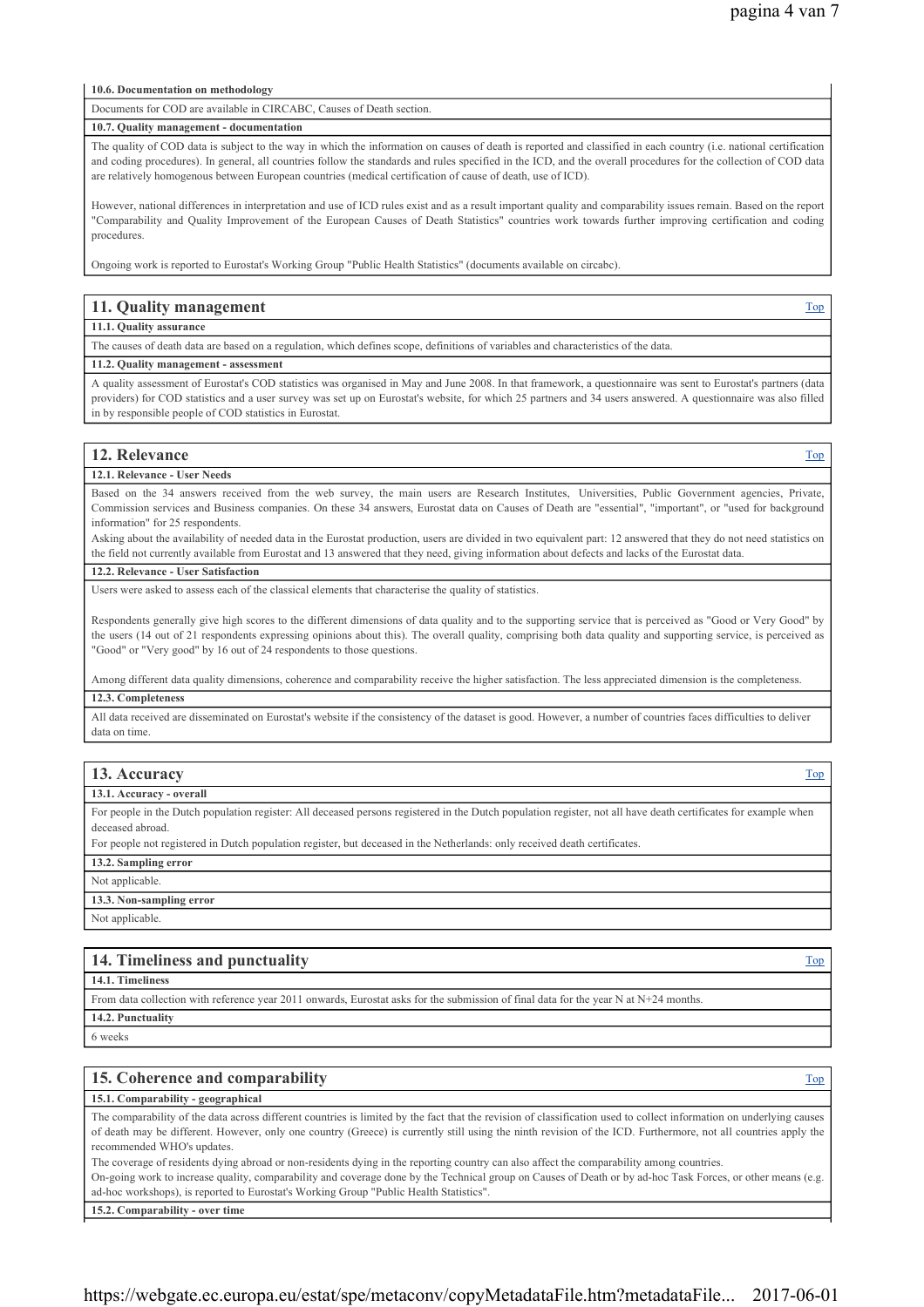### 10.6. Documentation on methodology

Documents for COD are available in CIRCABC, Causes of Death section.

### 10.7. Quality management - documentation

The quality of COD data is subject to the way in which the information on causes of death is reported and classified in each country (i.e. national certification and coding procedures). In general, all countries follow the standards and rules specified in the ICD, and the overall procedures for the collection of COD data are relatively homogenous between European countries (medical certification of cause of death, use of ICD).

However, national differences in interpretation and use of ICD rules exist and as a result important quality and comparability issues remain. Based on the report "Comparability and Quality Improvement of the European Causes of Death Statistics" countries work towards further improving certification and coding procedures.

Ongoing work is reported to Eurostat's Working Group "Public Health Statistics" (documents available on circabc).

## 11. Quality management

Top

### 11.1. Quality assurance

The causes of death data are based on a regulation, which defines scope, definitions of variables and characteristics of the data.

### 11.2. Quality management - assessment

A quality assessment of Eurostat's COD statistics was organised in May and June 2008. In that framework, a questionnaire was sent to Eurostat's partners (data providers) for COD statistics and a user survey was set up on Eurostat's website, for which 25 partners and 34 users answered. A questionnaire was also filled in by responsible people of COD statistics in Eurostat.

## 12. Relevance

Top

### 12.1. Relevance - User Needs

Based on the 34 answers received from the web survey, the main users are Research Institutes, Universities, Public Government agencies, Private, Commission services and Business companies. On these 34 answers, Eurostat data on Causes of Death are "essential", "important", or "used for background information" for 25 respondents.

Asking about the availability of needed data in the Eurostat production, users are divided in two equivalent part: 12 answered that they do not need statistics on the field not currently available from Eurostat and 13 answered that they need, giving information about defects and lacks of the Eurostat data.

### 12.2. Relevance - User Satisfaction

Users were asked to assess each of the classical elements that characterise the quality of statistics.

Respondents generally give high scores to the different dimensions of data quality and to the supporting service that is perceived as "Good or Very Good" by the users (14 out of 21 respondents expressing opinions about this). The overall quality, comprising both data quality and supporting service, is perceived as "Good" or "Very good" by 16 out of 24 respondents to those questions.

Among different data quality dimensions, coherence and comparability receive the higher satisfaction. The less appreciated dimension is the completeness.

### 12.3. Completeness

All data received are disseminated on Eurostat's website if the consistency of the dataset is good. However, a number of countries faces difficulties to deliver data on time.

## 13. Accuracy

Top

### 13.1. Accuracy - overall

For people in the Dutch population register: All deceased persons registered in the Dutch population register, not all have death certificates for example when deceased abroad.

For people not registered in Dutch population register, but deceased in the Netherlands: only received death certificates.

### 13.2. Sampling error

Not applicable.

### 13.3. Non-sampling error

Not applicable.

## 14. Timeliness and punctuality

Top

### 14.1. Timeliness

From data collection with reference year 2011 onwards, Eurostat asks for the submission of final data for the year N at N+24 months.

### 14.2. Punctuality

6 weeks

## 15. Coherence and comparability

Top

### 15.1. Comparability - geographical

The comparability of the data across different countries is limited by the fact that the revision of classification used to collect information on underlying causes of death may be different. However, only one country (Greece) is currently still using the ninth revision of the ICD. Furthermore, not all countries apply the recommended WHO's updates.

The coverage of residents dying abroad or non-residents dying in the reporting country can also affect the comparability among countries.

On-going work to increase quality, comparability and coverage done by the Technical group on Causes of Death or by ad-hoc Task Forces, or other means (e.g. ad-hoc workshops), is reported to Eurostat's Working Group "Public Health Statistics".

### 15.2. Comparability - over time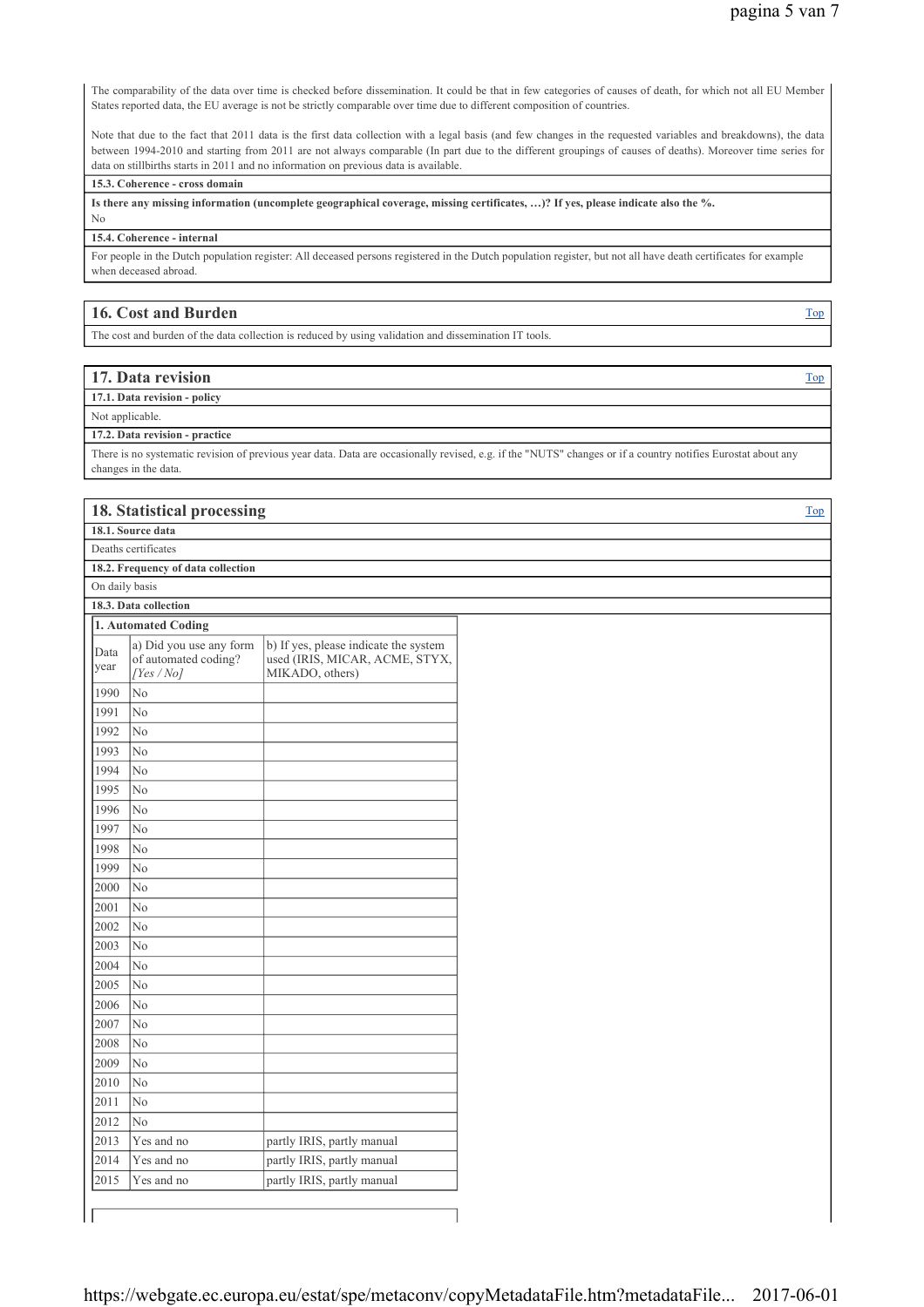The comparability of the data over time is checked before dissemination. It could be that in few categories of causes of death, for which not all EU Member States reported data, the EU average is not be strictly comparable over time due to different composition of countries.

Note that due to the fact that 2011 data is the first data collection with a legal basis (and few changes in the requested variables and breakdowns), the data between 1994-2010 and starting from 2011 are not always comparable (In part due to the different groupings of causes of deaths). Moreover time series for data on stillbirths starts in 2011 and no information on previous data is available.

**15.3. Coherence - cross domain**

**Is there any missing information (uncomplete geographical coverage, missing certificates, …)? If yes, please indicate also the %.**

No

**15.4. Coherence - internal**

For people in the Dutch population register: All deceased persons registered in the Dutch population register, but not all have death certificates for example when deceased abroad.

## 16. Cost and Burden

The cost and burden of the data collection is reduced by using validation and dissemination IT tools.

## 17. Data revision

**17.1. Data revision - policy**

Not applicable.

**17.2. Data revision - practice**

There is no systematic revision of previous year data. Data are occasionally revised, e.g. if the "NUTS" changes or if a country notifies Eurostat about any changes in the data.

## 18. Statistical processing

**18.1. Source data**

Deaths certificates

**18.2. Frequency of data collection**

On daily basis

**18.3. Data collection**

**1. Automated Coding**

| Data year | a) Did you use any form of automated coding? *[Yes / No]* | b) If yes, please indicate the system used (IRIS, MICAR, ACME, STYX, MIKADO, others) |
|---|---|---|
| 1990 | No | |
| 1991 | No | |
| 1992 | No | |
| 1993 | No | |
| 1994 | No | |
| 1995 | No | |
| 1996 | No | |
| 1997 | No | |
| 1998 | No | |
| 1999 | No | |
| 2000 | No | |
| 2001 | No | |
| 2002 | No | |
| 2003 | No | |
| 2004 | No | |
| 2005 | No | |
| 2006 | No | |
| 2007 | No | |
| 2008 | No | |
| 2009 | No | |
| 2010 | No | |
| 2011 | No | |
| 2012 | No | |
| 2013 | Yes and no | partly IRIS, partly manual |
| 2014 | Yes and no | partly IRIS, partly manual |
| 2015 | Yes and no | partly IRIS, partly manual |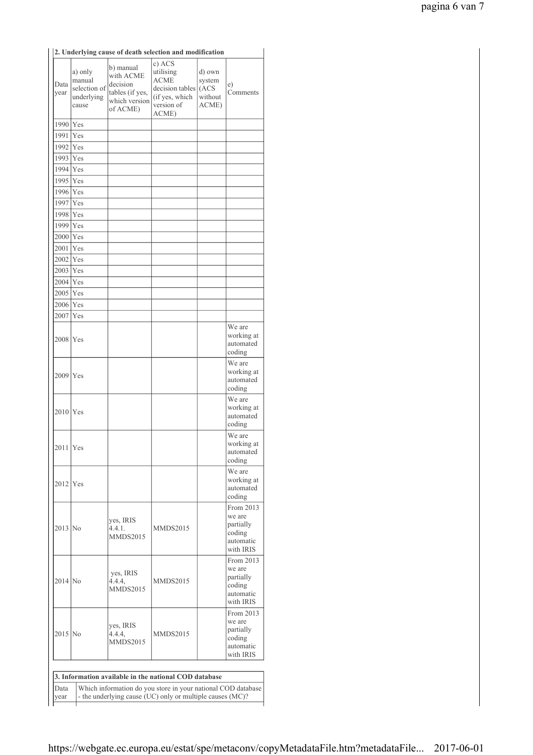**2. Underlying cause of death selection and modification**

| Data year | a) only manual selection of underlying cause | b) manual with ACME decision tables (if yes, which version of ACME) | c) ACS utilising ACME decision tables (if yes, which version of ACME) | d) own system (ACS without ACME) | e) Comments |
|---|---|---|---|---|---|
| 1990 | Yes | | | | |
| 1991 | Yes | | | | |
| 1992 | Yes | | | | |
| 1993 | Yes | | | | |
| 1994 | Yes | | | | |
| 1995 | Yes | | | | |
| 1996 | Yes | | | | |
| 1997 | Yes | | | | |
| 1998 | Yes | | | | |
| 1999 | Yes | | | | |
| 2000 | Yes | | | | |
| 2001 | Yes | | | | |
| 2002 | Yes | | | | |
| 2003 | Yes | | | | |
| 2004 | Yes | | | | |
| 2005 | Yes | | | | |
| 2006 | Yes | | | | |
| 2007 | Yes | | | | |
| 2008 | Yes | | | | We are working at automated coding |
| 2009 | Yes | | | | We are working at automated coding |
| 2010 | Yes | | | | We are working at automated coding |
| 2011 | Yes | | | | We are working at automated coding |
| 2012 | Yes | | | | We are working at automated coding |
| 2013 | No | yes, IRIS 4.4.1. MMDS2015 | MMDS2015 | | From 2013 we are partially coding automatic with IRIS |
| 2014 | No | yes, IRIS 4.4.4, MMDS2015 | MMDS2015 | | From 2013 we are partially coding automatic with IRIS |
| 2015 | No | yes, IRIS 4.4.4, MMDS2015 | MMDS2015 | | From 2013 we are partially coding automatic with IRIS |

**3. Information available in the national COD database**

| Data year | Which information do you store in your national COD database - the underlying cause (UC) only or multiple causes (MC)? |
|---|---|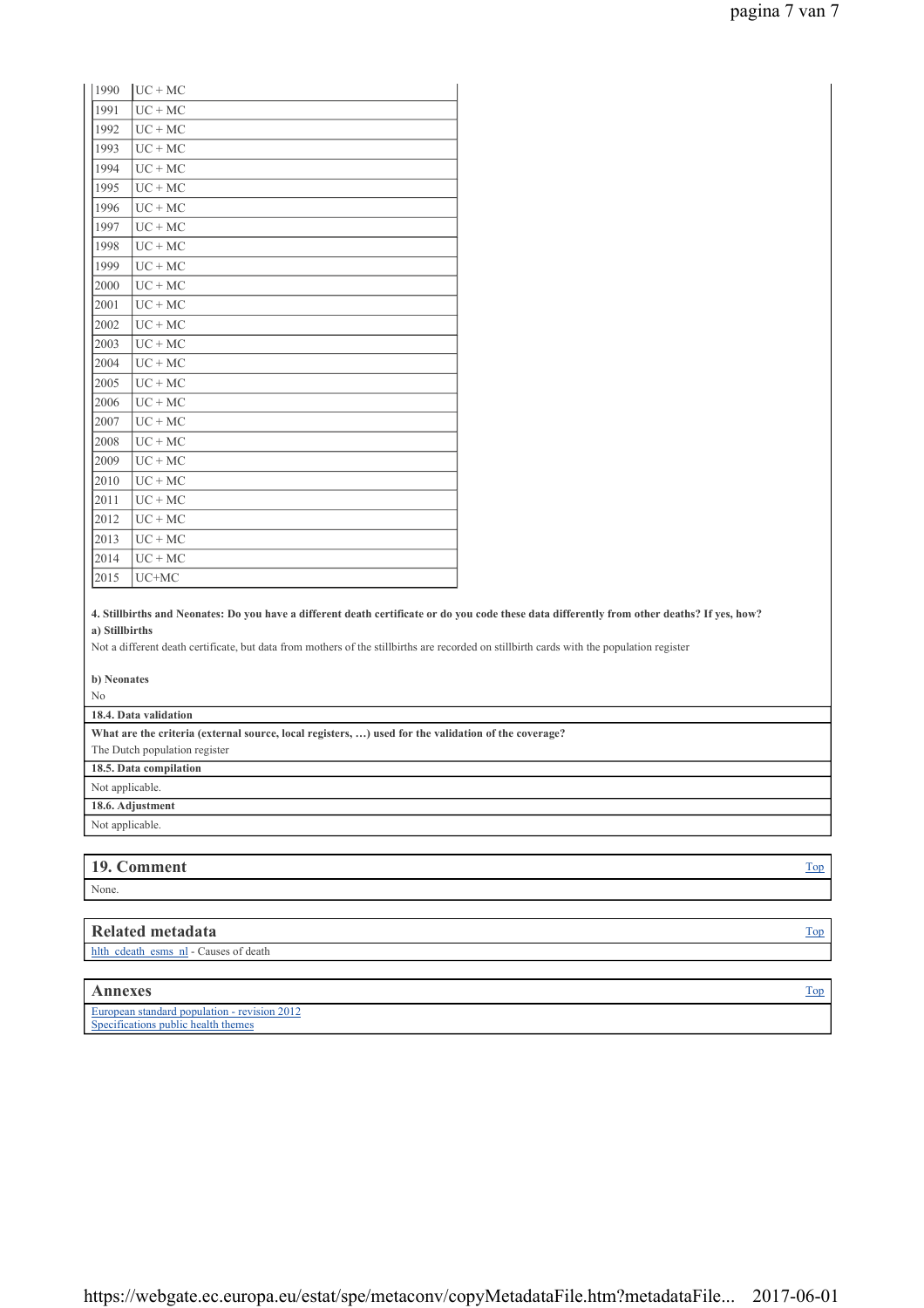| | |
|---|---|
| 1990 | UC + MC |
| 1991 | UC + MC |
| 1992 | UC + MC |
| 1993 | UC + MC |
| 1994 | UC + MC |
| 1995 | UC + MC |
| 1996 | UC+ MC |
| 1997 | UC + MC |
| 1998 | UC + MC |
| 1999 | UC + MC |
| 2000 | UC + MC |
| 2001 | UC + MC |
| 2002 | UC + MC |
| 2003 | UC + MC |
| 2004 | UC + MC |
| 2005 | UC + MC |
| 2006 | UC + MC |
| 2007 | UC + MC |
| 2008 | UC + MC |
| 2009 | UC + MC |
| 2010 | UC + MC |
| 2011 | UC + MC |
| 2012 | UC + MC |
| 2013 | UC + MC |
| 2014 | UC + MC |
| 2015 | UC+MC |

**4. Stillbirths and Neonates: Do you have a different death certificate or do you code these data differently from other deaths? If yes, how?**

**a) Stillbirths**

Not a different death certificate, but data from mothers of the stillbirths are recorded on stillbirth cards with the population register

**b) Neonates**

No

**18.4. Data validation**

**What are the criteria (external source, local registers, …) used for the validation of the coverage?**

The Dutch population register

**18.5. Data compilation**

Not applicable.

**18.6. Adjustment**

Not applicable.

## 19. Comment

None.

## Related metadata

hlth_cdeath_esms_nl - Causes of death

## Annexes

European standard population - revision 2012

Specifications public health themes